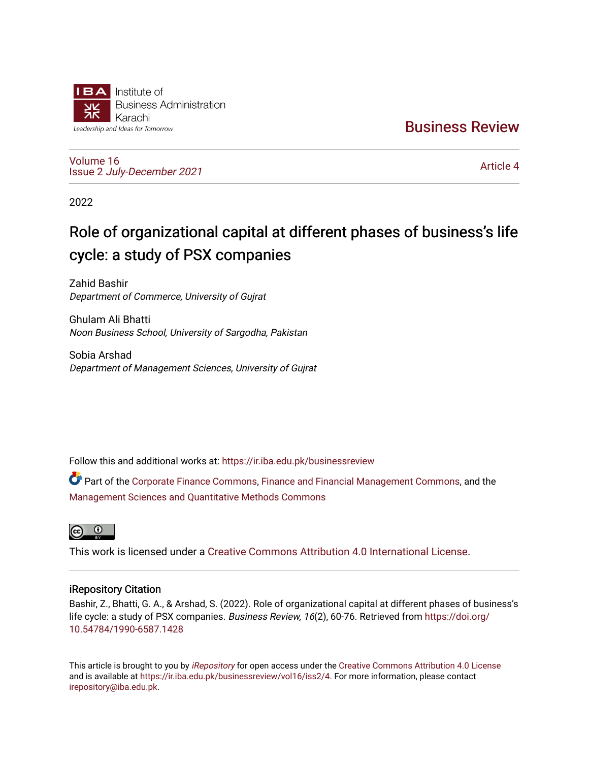IBA Institute of Business Administration Karachi

*Leadership and Ideas for Tomorrow*

Business Review

Volume 16
Issue 2 *July-December 2021*

Article 4

2022

# Role of organizational capital at different phases of business's life cycle: a study of PSX companies

Zahid Bashir
*Department of Commerce, University of Gujrat*

Ghulam Ali Bhatti
*Noon Business School, University of Sargodha, Pakistan*

Sobia Arshad
*Department of Management Sciences, University of Gujrat*

Follow this and additional works at: https://ir.iba.edu.pk/businessreview

Part of the Corporate Finance Commons, Finance and Financial Management Commons, and the Management Sciences and Quantitative Methods Commons

This work is licensed under a Creative Commons Attribution 4.0 International License.

## iRepository Citation

Bashir, Z., Bhatti, G. A., & Arshad, S. (2022). Role of organizational capital at different phases of business's life cycle: a study of PSX companies. *Business Review, 16*(2), 60-76. Retrieved from https://doi.org/10.54784/1990-6587.1428

This article is brought to you by *iRepository* for open access under the Creative Commons Attribution 4.0 License and is available at https://ir.iba.edu.pk/businessreview/vol16/iss2/4. For more information, please contact irepository@iba.edu.pk.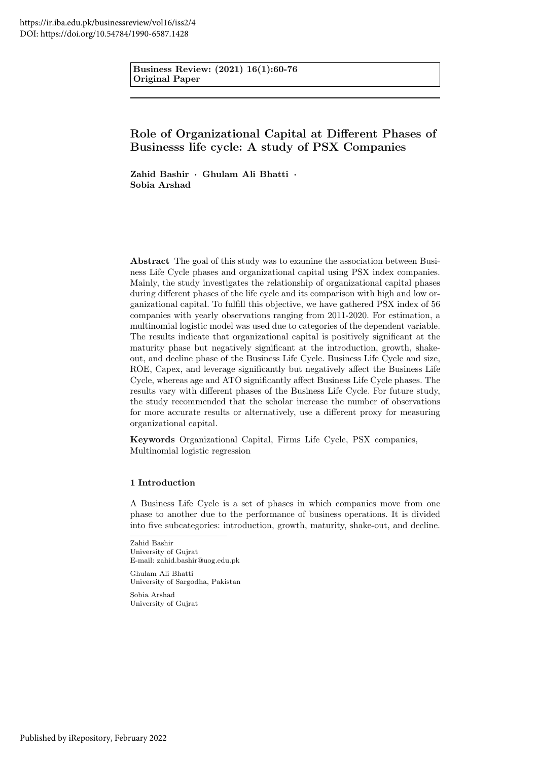https://ir.iba.edu.pk/businessreview/vol16/iss2/4
DOI: https://doi.org/10.54784/1990-6587.1428

**Business Review: (2021) 16(1):60-76**
**Original Paper**

# Role of Organizational Capital at Different Phases of Businesss life cycle: A study of PSX Companies

**Zahid Bashir · Ghulam Ali Bhatti · Sobia Arshad**

**Abstract** The goal of this study was to examine the association between Business Life Cycle phases and organizational capital using PSX index companies. Mainly, the study investigates the relationship of organizational capital phases during different phases of the life cycle and its comparison with high and low organizational capital. To fulfill this objective, we have gathered PSX index of 56 companies with yearly observations ranging from 2011-2020. For estimation, a multinomial logistic model was used due to categories of the dependent variable. The results indicate that organizational capital is positively significant at the maturity phase but negatively significant at the introduction, growth, shake-out, and decline phase of the Business Life Cycle. Business Life Cycle and size, ROE, Capex, and leverage significantly but negatively affect the Business Life Cycle, whereas age and ATO significantly affect Business Life Cycle phases. The results vary with different phases of the Business Life Cycle. For future study, the study recommended that the scholar increase the number of observations for more accurate results or alternatively, use a different proxy for measuring organizational capital.

**Keywords** Organizational Capital, Firms Life Cycle, PSX companies, Multinomial logistic regression

## 1 Introduction

A Business Life Cycle is a set of phases in which companies move from one phase to another due to the performance of business operations. It is divided into five subcategories: introduction, growth, maturity, shake-out, and decline.

---

Zahid Bashir
University of Gujrat
E-mail: zahid.bashir@uog.edu.pk

Ghulam Ali Bhatti
University of Sargodha, Pakistan

Sobia Arshad
University of Gujrat

Published by iRepository, February 2022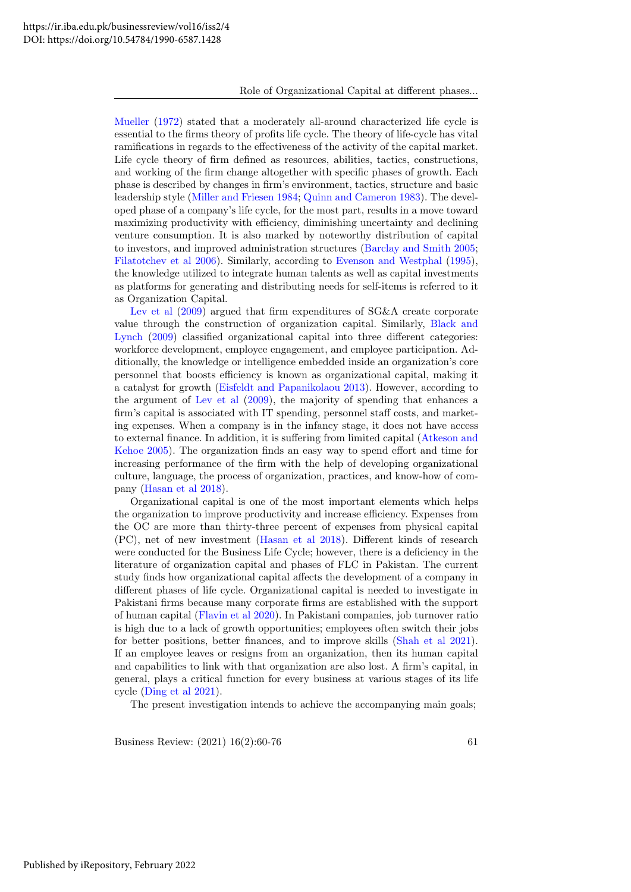Mueller (1972) stated that a moderately all-around characterized life cycle is essential to the firms theory of profits life cycle. The theory of life-cycle has vital ramifications in regards to the effectiveness of the activity of the capital market. Life cycle theory of firm defined as resources, abilities, tactics, constructions, and working of the firm change altogether with specific phases of growth. Each phase is described by changes in firm's environment, tactics, structure and basic leadership style (Miller and Friesen 1984; Quinn and Cameron 1983). The developed phase of a company's life cycle, for the most part, results in a move toward maximizing productivity with efficiency, diminishing uncertainty and declining venture consumption. It is also marked by noteworthy distribution of capital to investors, and improved administration structures (Barclay and Smith 2005; Filatotchev et al 2006). Similarly, according to Evenson and Westphal (1995), the knowledge utilized to integrate human talents as well as capital investments as platforms for generating and distributing needs for self-items is referred to it as Organization Capital.

Lev et al (2009) argued that firm expenditures of SG&A create corporate value through the construction of organization capital. Similarly, Black and Lynch (2009) classified organizational capital into three different categories: workforce development, employee engagement, and employee participation. Additionally, the knowledge or intelligence embedded inside an organization's core personnel that boosts efficiency is known as organizational capital, making it a catalyst for growth (Eisfeldt and Papanikolaou 2013). However, according to the argument of Lev et al (2009), the majority of spending that enhances a firm's capital is associated with IT spending, personnel staff costs, and marketing expenses. When a company is in the infancy stage, it does not have access to external finance. In addition, it is suffering from limited capital (Atkeson and Kehoe 2005). The organization finds an easy way to spend effort and time for increasing performance of the firm with the help of developing organizational culture, language, the process of organization, practices, and know-how of company (Hasan et al 2018).

Organizational capital is one of the most important elements which helps the organization to improve productivity and increase efficiency. Expenses from the OC are more than thirty-three percent of expenses from physical capital (PC), net of new investment (Hasan et al 2018). Different kinds of research were conducted for the Business Life Cycle; however, there is a deficiency in the literature of organization capital and phases of FLC in Pakistan. The current study finds how organizational capital affects the development of a company in different phases of life cycle. Organizational capital is needed to investigate in Pakistani firms because many corporate firms are established with the support of human capital (Flavin et al 2020). In Pakistani companies, job turnover ratio is high due to a lack of growth opportunities; employees often switch their jobs for better positions, better finances, and to improve skills (Shah et al 2021). If an employee leaves or resigns from an organization, then its human capital and capabilities to link with that organization are also lost. A firm's capital, in general, plays a critical function for every business at various stages of its life cycle (Ding et al 2021).

The present investigation intends to achieve the accompanying main goals;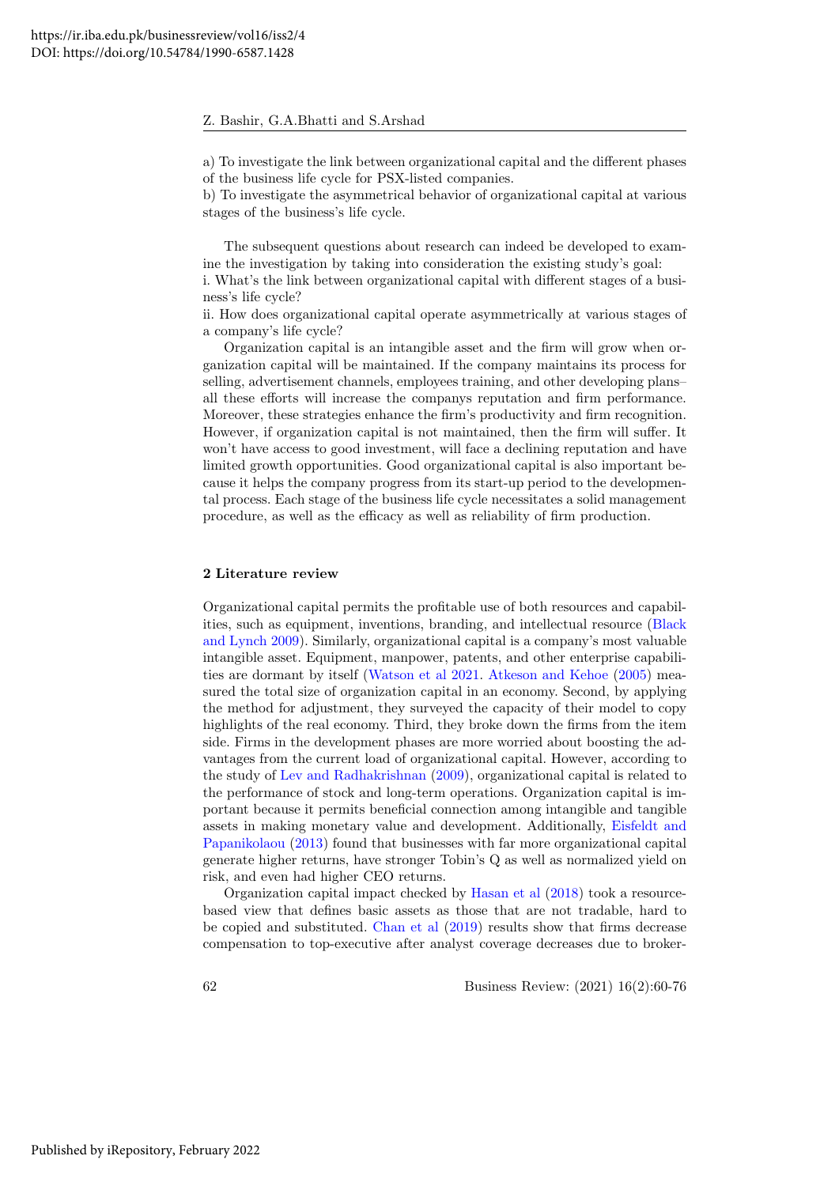a) To investigate the link between organizational capital and the different phases of the business life cycle for PSX-listed companies.
b) To investigate the asymmetrical behavior of organizational capital at various stages of the business's life cycle.

The subsequent questions about research can indeed be developed to examine the investigation by taking into consideration the existing study's goal:
i. What's the link between organizational capital with different stages of a business's life cycle?
ii. How does organizational capital operate asymmetrically at various stages of a company's life cycle?

Organization capital is an intangible asset and the firm will grow when organization capital will be maintained. If the company maintains its process for selling, advertisement channels, employees training, and other developing plans– all these efforts will increase the companys reputation and firm performance. Moreover, these strategies enhance the firm's productivity and firm recognition. However, if organization capital is not maintained, then the firm will suffer. It won't have access to good investment, will face a declining reputation and have limited growth opportunities. Good organizational capital is also important because it helps the company progress from its start-up period to the developmental process. Each stage of the business life cycle necessitates a solid management procedure, as well as the efficacy as well as reliability of firm production.

## 2 Literature review

Organizational capital permits the profitable use of both resources and capabilities, such as equipment, inventions, branding, and intellectual resource (Black and Lynch 2009). Similarly, organizational capital is a company's most valuable intangible asset. Equipment, manpower, patents, and other enterprise capabilities are dormant by itself (Watson et al 2021. Atkeson and Kehoe (2005) measured the total size of organization capital in an economy. Second, by applying the method for adjustment, they surveyed the capacity of their model to copy highlights of the real economy. Third, they broke down the firms from the item side. Firms in the development phases are more worried about boosting the advantages from the current load of organizational capital. However, according to the study of Lev and Radhakrishnan (2009), organizational capital is related to the performance of stock and long-term operations. Organization capital is important because it permits beneficial connection among intangible and tangible assets in making monetary value and development. Additionally, Eisfeldt and Papanikolaou (2013) found that businesses with far more organizational capital generate higher returns, have stronger Tobin's Q as well as normalized yield on risk, and even had higher CEO returns.

Organization capital impact checked by Hasan et al (2018) took a resource-based view that defines basic assets as those that are not tradable, hard to be copied and substituted. Chan et al (2019) results show that firms decrease compensation to top-executive after analyst coverage decreases due to broker-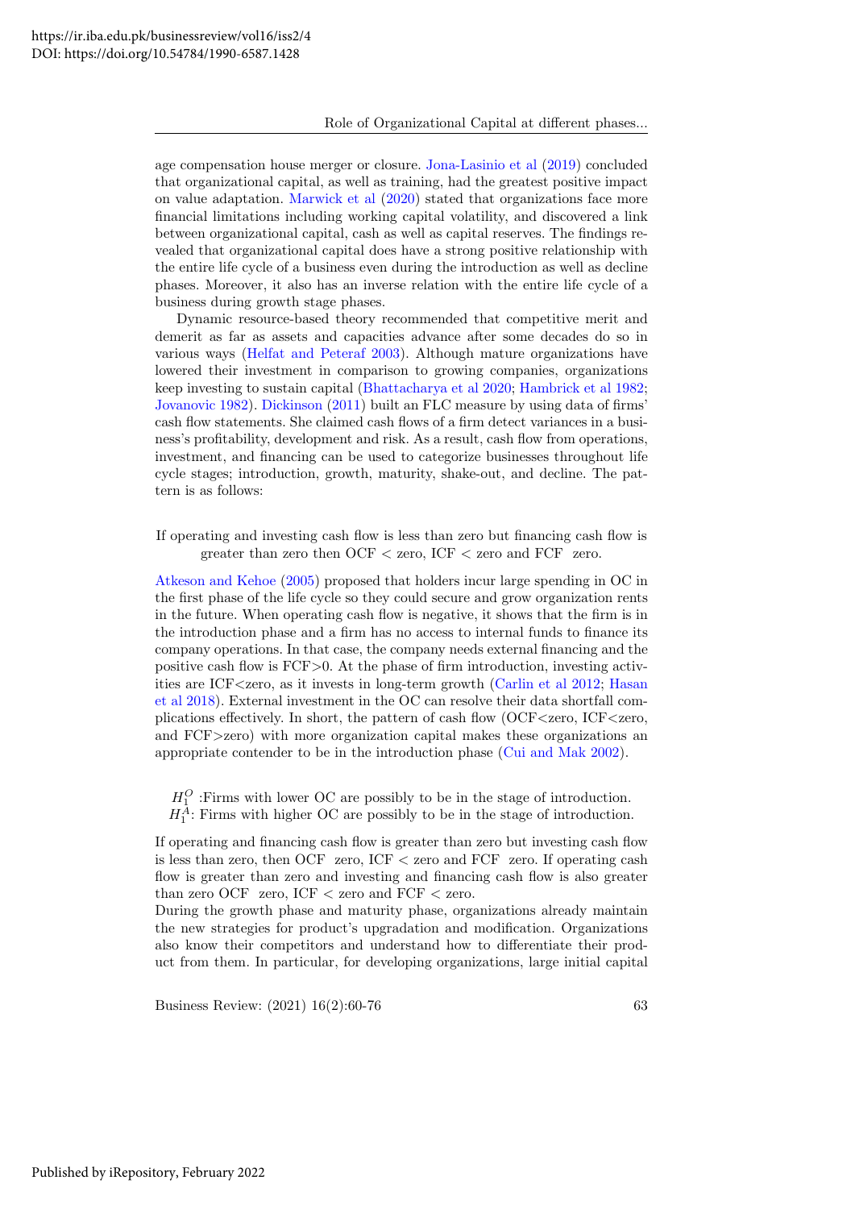age compensation house merger or closure. Jona-Lasinio et al (2019) concluded that organizational capital, as well as training, had the greatest positive impact on value adaptation. Marwick et al (2020) stated that organizations face more financial limitations including working capital volatility, and discovered a link between organizational capital, cash as well as capital reserves. The findings revealed that organizational capital does have a strong positive relationship with the entire life cycle of a business even during the introduction as well as decline phases. Moreover, it also has an inverse relation with the entire life cycle of a business during growth stage phases.

Dynamic resource-based theory recommended that competitive merit and demerit as far as assets and capacities advance after some decades do so in various ways (Helfat and Peteraf 2003). Although mature organizations have lowered their investment in comparison to growing companies, organizations keep investing to sustain capital (Bhattacharya et al 2020; Hambrick et al 1982; Jovanovic 1982). Dickinson (2011) built an FLC measure by using data of firms' cash flow statements. She claimed cash flows of a firm detect variances in a business's profitability, development and risk. As a result, cash flow from operations, investment, and financing can be used to categorize businesses throughout life cycle stages; introduction, growth, maturity, shake-out, and decline. The pattern is as follows:

If operating and investing cash flow is less than zero but financing cash flow is greater than zero then OCF < zero, ICF < zero and FCF zero.

Atkeson and Kehoe (2005) proposed that holders incur large spending in OC in the first phase of the life cycle so they could secure and grow organization rents in the future. When operating cash flow is negative, it shows that the firm is in the introduction phase and a firm has no access to internal funds to finance its company operations. In that case, the company needs external financing and the positive cash flow is FCF>0. At the phase of firm introduction, investing activities are ICF<zero, as it invests in long-term growth (Carlin et al 2012; Hasan et al 2018). External investment in the OC can resolve their data shortfall complications effectively. In short, the pattern of cash flow (OCF<zero, ICF<zero, and FCF>zero) with more organization capital makes these organizations an appropriate contender to be in the introduction phase (Cui and Mak 2002).

$H_1^O$ :Firms with lower OC are possibly to be in the stage of introduction.
$H_1^A$: Firms with higher OC are possibly to be in the stage of introduction.

If operating and financing cash flow is greater than zero but investing cash flow is less than zero, then OCF zero, ICF < zero and FCF zero. If operating cash flow is greater than zero and investing and financing cash flow is also greater than zero OCF zero, ICF < zero and FCF < zero.

During the growth phase and maturity phase, organizations already maintain the new strategies for product's upgradation and modification. Organizations also know their competitors and understand how to differentiate their product from them. In particular, for developing organizations, large initial capital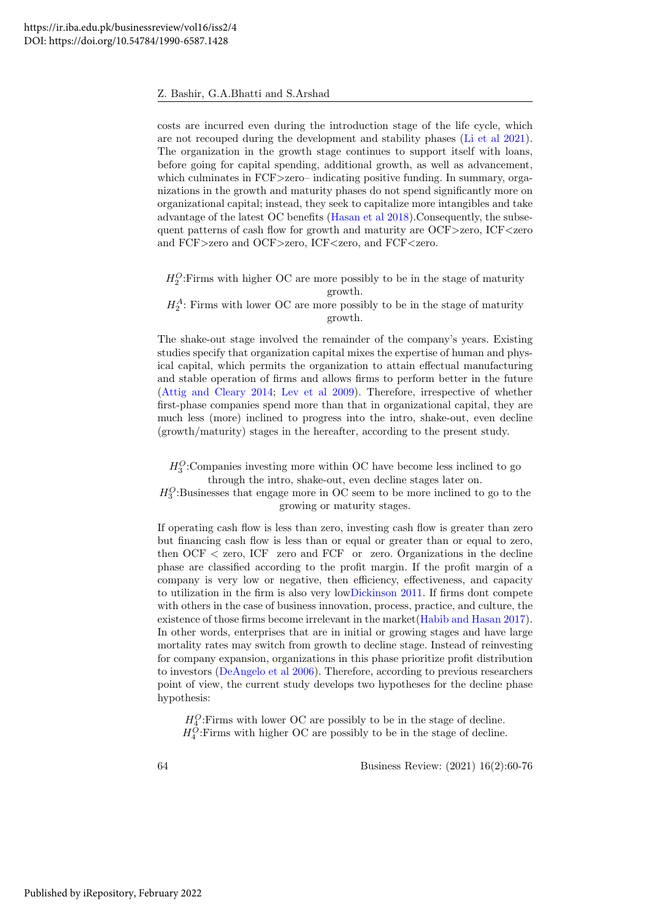costs are incurred even during the introduction stage of the life cycle, which are not recouped during the development and stability phases (Li et al 2021). The organization in the growth stage continues to support itself with loans, before going for capital spending, additional growth, as well as advancement, which culminates in FCF>zero– indicating positive funding. In summary, organizations in the growth and maturity phases do not spend significantly more on organizational capital; instead, they seek to capitalize more intangibles and take advantage of the latest OC benefits (Hasan et al 2018).Consequently, the subsequent patterns of cash flow for growth and maturity are OCF>zero, ICF<zero and FCF>zero and OCF>zero, ICF<zero, and FCF<zero.

$H_2^O$:Firms with higher OC are more possibly to be in the stage of maturity growth.

$H_2^A$: Firms with lower OC are more possibly to be in the stage of maturity growth.

The shake-out stage involved the remainder of the company's years. Existing studies specify that organization capital mixes the expertise of human and physical capital, which permits the organization to attain effectual manufacturing and stable operation of firms and allows firms to perform better in the future (Attig and Cleary 2014; Lev et al 2009). Therefore, irrespective of whether first-phase companies spend more than that in organizational capital, they are much less (more) inclined to progress into the intro, shake-out, even decline (growth/maturity) stages in the hereafter, according to the present study.

$H_3^O$:Companies investing more within OC have become less inclined to go through the intro, shake-out, even decline stages later on.

$H_3^O$:Businesses that engage more in OC seem to be more inclined to go to the growing or maturity stages.

If operating cash flow is less than zero, investing cash flow is greater than zero but financing cash flow is less than or equal or greater than or equal to zero, then OCF < zero, ICF  zero and FCF  or  zero. Organizations in the decline phase are classified according to the profit margin. If the profit margin of a company is very low or negative, then efficiency, effectiveness, and capacity to utilization in the firm is also very lowDickinson 2011. If firms dont compete with others in the case of business innovation, process, practice, and culture, the existence of those firms become irrelevant in the market(Habib and Hasan 2017). In other words, enterprises that are in initial or growing stages and have large mortality rates may switch from growth to decline stage. Instead of reinvesting for company expansion, organizations in this phase prioritize profit distribution to investors (DeAngelo et al 2006). Therefore, according to previous researchers point of view, the current study develops two hypotheses for the decline phase hypothesis:

$H_4^O$:Firms with lower OC are possibly to be in the stage of decline.

$H_4^O$:Firms with higher OC are possibly to be in the stage of decline.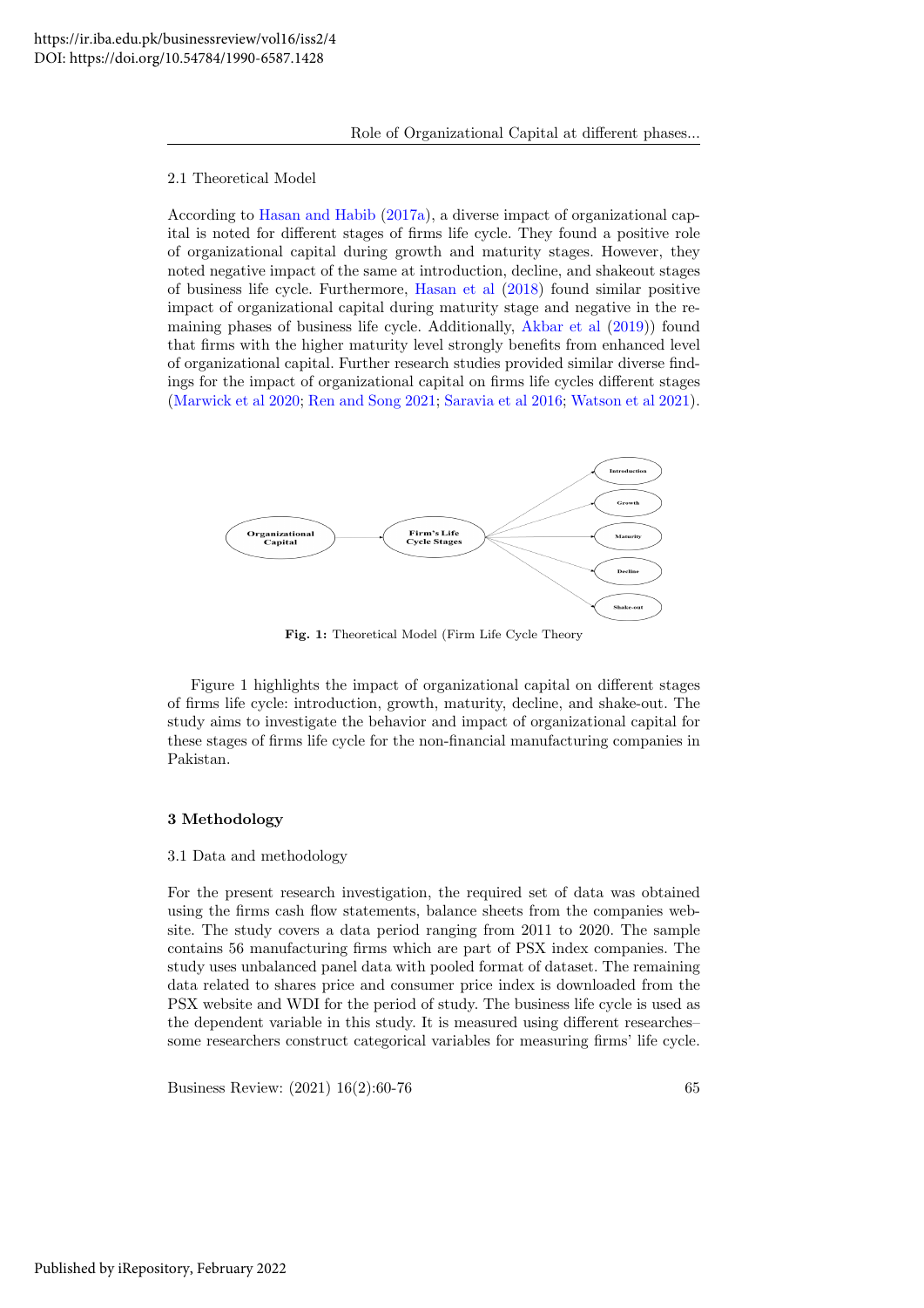## 2.1 Theoretical Model

According to Hasan and Habib (2017a), a diverse impact of organizational capital is noted for different stages of firms life cycle. They found a positive role of organizational capital during growth and maturity stages. However, they noted negative impact of the same at introduction, decline, and shakeout stages of business life cycle. Furthermore, Hasan et al (2018) found similar positive impact of organizational capital during maturity stage and negative in the remaining phases of business life cycle. Additionally, Akbar et al (2019)) found that firms with the higher maturity level strongly benefits from enhanced level of organizational capital. Further research studies provided similar diverse findings for the impact of organizational capital on firms life cycles different stages (Marwick et al 2020; Ren and Song 2021; Saravia et al 2016; Watson et al 2021).

**Fig. 1:** Theoretical Model (Firm Life Cycle Theory

Figure 1 highlights the impact of organizational capital on different stages of firms life cycle: introduction, growth, maturity, decline, and shake-out. The study aims to investigate the behavior and impact of organizational capital for these stages of firms life cycle for the non-financial manufacturing companies in Pakistan.

# 3 Methodology

## 3.1 Data and methodology

For the present research investigation, the required set of data was obtained using the firms cash flow statements, balance sheets from the companies website. The study covers a data period ranging from 2011 to 2020. The sample contains 56 manufacturing firms which are part of PSX index companies. The study uses unbalanced panel data with pooled format of dataset. The remaining data related to shares price and consumer price index is downloaded from the PSX website and WDI for the period of study. The business life cycle is used as the dependent variable in this study. It is measured using different researches– some researchers construct categorical variables for measuring firms' life cycle.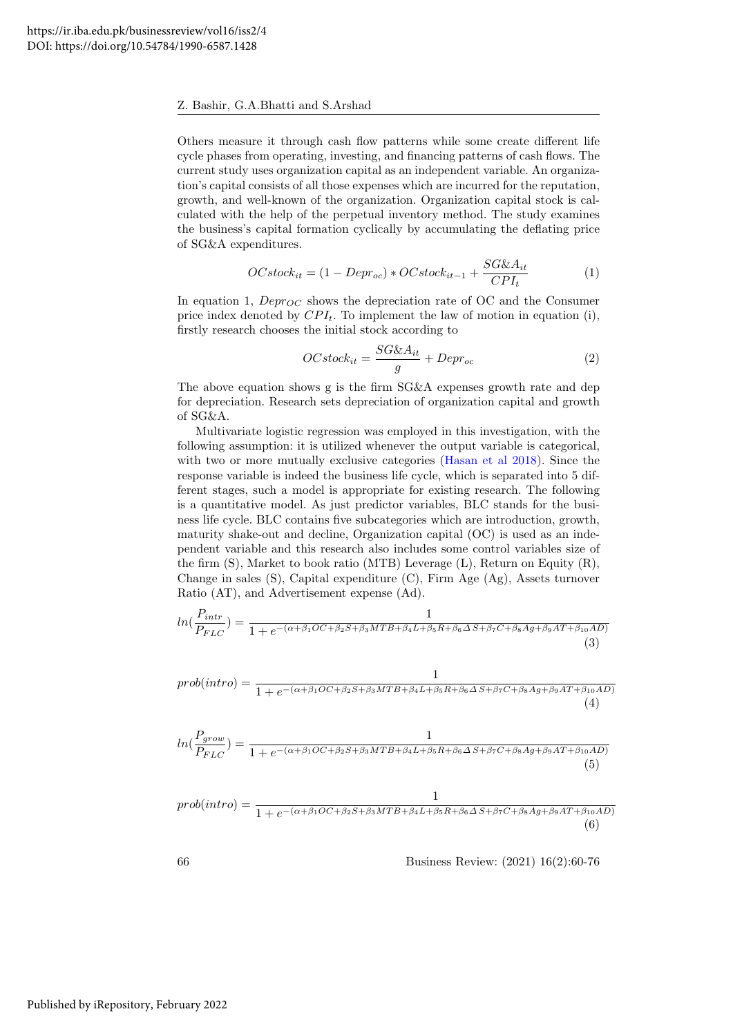Others measure it through cash flow patterns while some create different life cycle phases from operating, investing, and financing patterns of cash flows. The current study uses organization capital as an independent variable. An organization's capital consists of all those expenses which are incurred for the reputation, growth, and well-known of the organization. Organization capital stock is calculated with the help of the perpetual inventory method. The study examines the business's capital formation cyclically by accumulating the deflating price of SG&A expenditures.

$$OCstock_{it} = (1 - Depr_{oc}) * OCstock_{it-1} + \frac{SG\&A_{it}}{CPI_t} \quad (1)$$

In equation 1, $Depr_{OC}$ shows the depreciation rate of OC and the Consumer price index denoted by $CPI_t$. To implement the law of motion in equation (i), firstly research chooses the initial stock according to

$$OCstock_{it} = \frac{SG\&A_{it}}{g} + Depr_{oc} \quad (2)$$

The above equation shows g is the firm SG&A expenses growth rate and dep for depreciation. Research sets depreciation of organization capital and growth of SG&A.

Multivariate logistic regression was employed in this investigation, with the following assumption: it is utilized whenever the output variable is categorical, with two or more mutually exclusive categories (Hasan et al 2018). Since the response variable is indeed the business life cycle, which is separated into 5 different stages, such a model is appropriate for existing research. The following is a quantitative model. As just predictor variables, BLC stands for the business life cycle. BLC contains five subcategories which are introduction, growth, maturity shake-out and decline, Organization capital (OC) is used as an independent variable and this research also includes some control variables size of the firm (S), Market to book ratio (MTB) Leverage (L), Return on Equity (R), Change in sales (S), Capital expenditure (C), Firm Age (Ag), Assets turnover Ratio (AT), and Advertisement expense (Ad).

$$ln(\frac{P_{intr}}{P_{FLC}}) = \frac{1}{1 + e^{-(\alpha + \beta_1 OC + \beta_2 S + \beta_3 MTB + \beta_4 L + \beta_5 R + \beta_6 \Delta S + \beta_7 C + \beta_8 Ag + \beta_9 AT + \beta_{10} AD)}} \quad (3)$$

$$prob(intro) = \frac{1}{1 + e^{-(\alpha + \beta_1 OC + \beta_2 S + \beta_3 MTB + \beta_4 L + \beta_5 R + \beta_6 \Delta S + \beta_7 C + \beta_8 Ag + \beta_9 AT + \beta_{10} AD)}} \quad (4)$$

$$ln(\frac{P_{grow}}{P_{FLC}}) = \frac{1}{1 + e^{-(\alpha + \beta_1 OC + \beta_2 S + \beta_3 MTB + \beta_4 L + \beta_5 R + \beta_6 \Delta S + \beta_7 C + \beta_8 Ag + \beta_9 AT + \beta_{10} AD)}} \quad (5)$$

$$prob(intro) = \frac{1}{1 + e^{-(\alpha + \beta_1 OC + \beta_2 S + \beta_3 MTB + \beta_4 L + \beta_5 R + \beta_6 \Delta S + \beta_7 C + \beta_8 Ag + \beta_9 AT + \beta_{10} AD)}} \quad (6)$$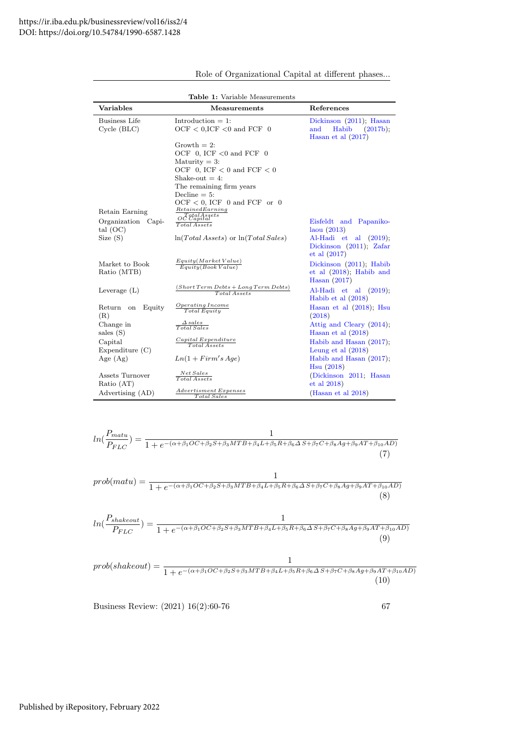**Table 1:** Variable Measurements

| Variables | Measurements | References |
|---|---|---|
| Business Life Cycle (BLC) | Introduction = 1: OCF < 0,ICF <0 and FCF  0 | Dickinson (2011); Hasan and Habib (2017b); Hasan et al (2017) |
| | Growth = 2: OCF  0, ICF <0 and FCF  0 | |
| | Maturity = 3: OCF  0, ICF < 0 and FCF < 0 | |
| | Shake-out = 4: The remaining firm years | |
| | Decline = 5: OCF < 0, ICF  0 and FCF  or  0 | |
| Retain Earning | $\frac{Retained Earning}{Total Assets}$ | |
| Organization Capital (OC) | $\frac{OC\ Capital}{Total\ Assets}$ | Eisfeldt and Papanikolaou (2013) |
| Size (S) | $\ln(Total\ Assets)$ or $\ln(Total\ Sales)$ | Al-Hadi et al (2019); Dickinson (2011); Zafar et al (2017) |
| Market to Book Ratio (MTB) | $\frac{Equity(Market\ Value)}{Equity(Book\ Value)}$ | Dickinson (2011); Habib et al (2018); Habib and Hasan (2017) |
| Leverage (L) | $\frac{(Short\ Term\ Debts + Long\ Term\ Debts)}{Total\ Assets}$ | Al-Hadi et al (2019); Habib et al (2018) |
| Return on Equity (R) | $\frac{Operating\ Income}{Total\ Equity}$ | Hasan et al (2018); Hsu (2018) |
| Change in sales (S) | $\frac{\Delta\ sales}{Total\ Sales}$ | Attig and Cleary (2014); Hasan et al (2018) |
| Capital Expenditure (C) | $\frac{Capital\ Expenditure}{Total\ Assets}$ | Habib and Hasan (2017); Leung et al (2018) |
| Age (Ag) | $Ln(1 + Firm's\ Age)$ | Habib and Hasan (2017); Hsu (2018) |
| Assets Turnover Ratio (AT) | $\frac{Net\ Sales}{Total\ Assets}$ | (Dickinson 2011; Hasan et al 2018) |
| Advertising (AD) | $\frac{Advertisment\ Expenses}{Total\ Sales}$ | (Hasan et al 2018) |

$$ln(\frac{P_{matu}}{P_{FLC}}) = \frac{1}{1 + e^{-(\alpha+\beta_1 OC+\beta_2 S+\beta_3 MTB+\beta_4 L+\beta_5 R+\beta_6 \Delta S+\beta_7 C+\beta_8 Ag+\beta_9 AT+\beta_{10} AD)}} \tag{7}$$

$$prob(matu) = \frac{1}{1 + e^{-(\alpha+\beta_1 OC+\beta_2 S+\beta_3 MTB+\beta_4 L+\beta_5 R+\beta_6 \Delta S+\beta_7 C+\beta_8 Ag+\beta_9 AT+\beta_{10} AD)}} \tag{8}$$

$$ln(\frac{P_{shakeout}}{P_{FLC}}) = \frac{1}{1 + e^{-(\alpha+\beta_1 OC+\beta_2 S+\beta_3 MTB+\beta_4 L+\beta_5 R+\beta_6 \Delta S+\beta_7 C+\beta_8 Ag+\beta_9 AT+\beta_{10} AD)}} \tag{9}$$

$$prob(shakeout) = \frac{1}{1 + e^{-(\alpha+\beta_1 OC+\beta_2 S+\beta_3 MTB+\beta_4 L+\beta_5 R+\beta_6 \Delta S+\beta_7 C+\beta_8 Ag+\beta_9 AT+\beta_{10} AD)}} \tag{10}$$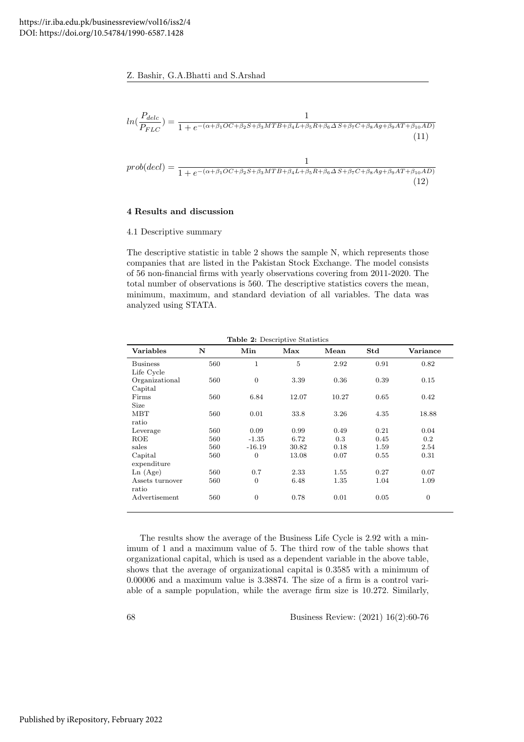$$ln(\frac{P_{delc}}{P_{FLC}}) = \frac{1}{1 + e^{-(\alpha + \beta_1 OC + \beta_2 S + \beta_3 MTB + \beta_4 L + \beta_5 R + \beta_6 \Delta S + \beta_7 C + \beta_8 Ag + \beta_9 AT + \beta_{10} AD)}} \quad (11)$$

$$prob(decl) = \frac{1}{1 + e^{-(\alpha + \beta_1 OC + \beta_2 S + \beta_3 MTB + \beta_4 L + \beta_5 R + \beta_6 \Delta S + \beta_7 C + \beta_8 Ag + \beta_9 AT + \beta_{10} AD)}} \quad (12)$$

## 4 Results and discussion

### 4.1 Descriptive summary

The descriptive statistic in table 2 shows the sample N, which represents those companies that are listed in the Pakistan Stock Exchange. The model consists of 56 non-financial firms with yearly observations covering from 2011-2020. The total number of observations is 560. The descriptive statistics covers the mean, minimum, maximum, and standard deviation of all variables. The data was analyzed using STATA.

**Table 2:** Descriptive Statistics

| Variables | N | Min | Max | Mean | Std | Variance |
|---|---|---|---|---|---|---|
| Business Life Cycle | 560 | 1 | 5 | 2.92 | 0.91 | 0.82 |
| Organizational Capital | 560 | 0 | 3.39 | 0.36 | 0.39 | 0.15 |
| Firms Size | 560 | 6.84 | 12.07 | 10.27 | 0.65 | 0.42 |
| MBT ratio | 560 | 0.01 | 33.8 | 3.26 | 4.35 | 18.88 |
| Leverage | 560 | 0.09 | 0.99 | 0.49 | 0.21 | 0.04 |
| ROE | 560 | -1.35 | 6.72 | 0.3 | 0.45 | 0.2 |
| sales | 560 | -16.19 | 30.82 | 0.18 | 1.59 | 2.54 |
| Capital expenditure | 560 | 0 | 13.08 | 0.07 | 0.55 | 0.31 |
| Ln (Age) | 560 | 0.7 | 2.33 | 1.55 | 0.27 | 0.07 |
| Assets turnover ratio | 560 | 0 | 6.48 | 1.35 | 1.04 | 1.09 |
| Advertisement | 560 | 0 | 0.78 | 0.01 | 0.05 | 0 |

The results show the average of the Business Life Cycle is 2.92 with a minimum of 1 and a maximum value of 5. The third row of the table shows that organizational capital, which is used as a dependent variable in the above table, shows that the average of organizational capital is 0.3585 with a minimum of 0.00006 and a maximum value is 3.38874. The size of a firm is a control variable of a sample population, while the average firm size is 10.272. Similarly,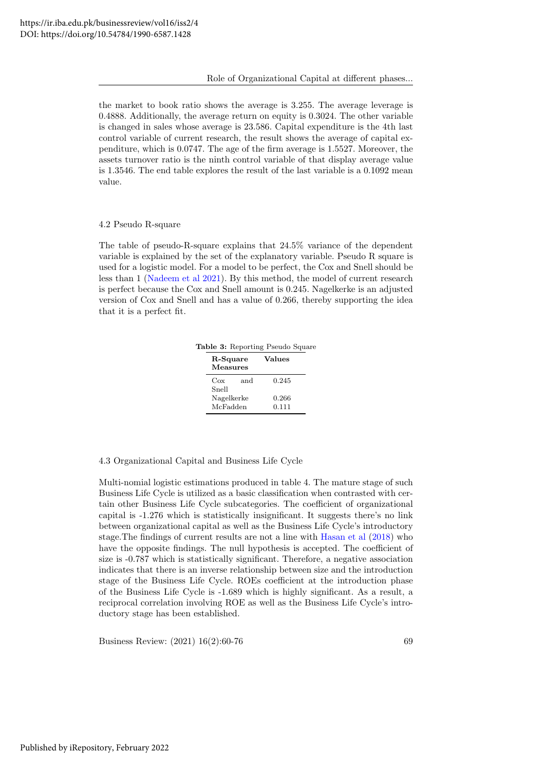the market to book ratio shows the average is 3.255. The average leverage is 0.4888. Additionally, the average return on equity is 0.3024. The other variable is changed in sales whose average is 23.586. Capital expenditure is the 4th last control variable of current research, the result shows the average of capital expenditure, which is 0.0747. The age of the firm average is 1.5527. Moreover, the assets turnover ratio is the ninth control variable of that display average value is 1.3546. The end table explores the result of the last variable is a 0.1092 mean value.

### 4.2 Pseudo R-square

The table of pseudo-R-square explains that 24.5% variance of the dependent variable is explained by the set of the explanatory variable. Pseudo R square is used for a logistic model. For a model to be perfect, the Cox and Snell should be less than 1 (Nadeem et al 2021). By this method, the model of current research is perfect because the Cox and Snell amount is 0.245. Nagelkerke is an adjusted version of Cox and Snell and has a value of 0.266, thereby supporting the idea that it is a perfect fit.

**Table 3:** Reporting Pseudo Square

| R-Square Measures | Values |
|---|---|
| Cox and Snell | 0.245 |
| Nagelkerke | 0.266 |
| McFadden | 0.111 |

### 4.3 Organizational Capital and Business Life Cycle

Multi-nomial logistic estimations produced in table 4. The mature stage of such Business Life Cycle is utilized as a basic classification when contrasted with certain other Business Life Cycle subcategories. The coefficient of organizational capital is -1.276 which is statistically insignificant. It suggests there's no link between organizational capital as well as the Business Life Cycle's introductory stage.The findings of current results are not a line with Hasan et al (2018) who have the opposite findings. The null hypothesis is accepted. The coefficient of size is -0.787 which is statistically significant. Therefore, a negative association indicates that there is an inverse relationship between size and the introduction stage of the Business Life Cycle. ROEs coefficient at the introduction phase of the Business Life Cycle is -1.689 which is highly significant. As a result, a reciprocal correlation involving ROE as well as the Business Life Cycle's introductory stage has been established.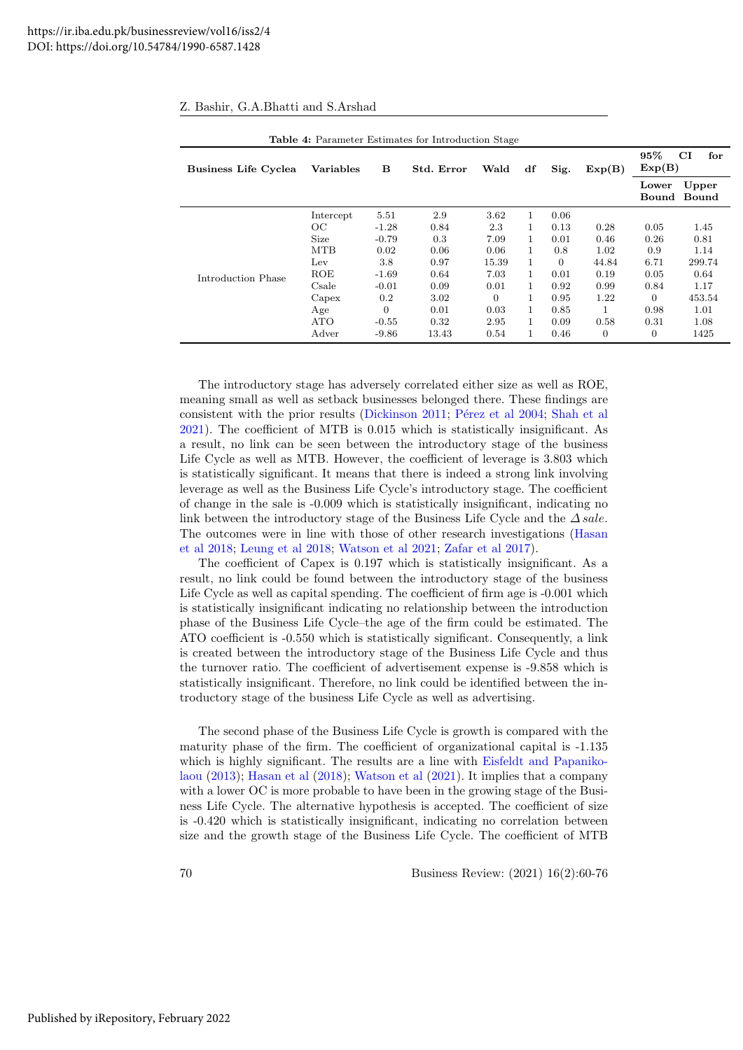**Table 4:** Parameter Estimates for Introduction Stage

| Business Life Cyclea | Variables | B | Std. Error | Wald | df | Sig. | Exp(B) | 95% CI for Exp(B) | |
|---|---|---|---|---|---|---|---|---|---|
| | | | | | | | | Lower Bound | Upper Bound |
| Introduction Phase | Intercept | 5.51 | 2.9 | 3.62 | 1 | 0.06 | | | |
| | OC | -1.28 | 0.84 | 2.3 | 1 | 0.13 | 0.28 | 0.05 | 1.45 |
| | Size | -0.79 | 0.3 | 7.09 | 1 | 0.01 | 0.46 | 0.26 | 0.81 |
| | MTB | 0.02 | 0.06 | 0.06 | 1 | 0.8 | 1.02 | 0.9 | 1.14 |
| | Lev | 3.8 | 0.97 | 15.39 | 1 | 0 | 44.84 | 6.71 | 299.74 |
| | ROE | -1.69 | 0.64 | 7.03 | 1 | 0.01 | 0.19 | 0.05 | 0.64 |
| | Csale | -0.01 | 0.09 | 0.01 | 1 | 0.92 | 0.99 | 0.84 | 1.17 |
| | Capex | 0.2 | 3.02 | 0 | 1 | 0.95 | 1.22 | 0 | 453.54 |
| | Age | 0 | 0.01 | 0.03 | 1 | 0.85 | 1 | 0.98 | 1.01 |
| | ATO | -0.55 | 0.32 | 2.95 | 1 | 0.09 | 0.58 | 0.31 | 1.08 |
| | Adver | -9.86 | 13.43 | 0.54 | 1 | 0.46 | 0 | 0 | 1425 |

The introductory stage has adversely correlated either size as well as ROE, meaning small as well as setback businesses belonged there. These findings are consistent with the prior results (Dickinson 2011; Pérez et al 2004; Shah et al 2021). The coefficient of MTB is 0.015 which is statistically insignificant. As a result, no link can be seen between the introductory stage of the business Life Cycle as well as MTB. However, the coefficient of leverage is 3.803 which is statistically significant. It means that there is indeed a strong link involving leverage as well as the Business Life Cycle's introductory stage. The coefficient of change in the sale is -0.009 which is statistically insignificant, indicating no link between the introductory stage of the Business Life Cycle and the $\Delta\, sale$. The outcomes were in line with those of other research investigations (Hasan et al 2018; Leung et al 2018; Watson et al 2021; Zafar et al 2017).

The coefficient of Capex is 0.197 which is statistically insignificant. As a result, no link could be found between the introductory stage of the business Life Cycle as well as capital spending. The coefficient of firm age is -0.001 which is statistically insignificant indicating no relationship between the introduction phase of the Business Life Cycle–the age of the firm could be estimated. The ATO coefficient is -0.550 which is statistically significant. Consequently, a link is created between the introductory stage of the Business Life Cycle and thus the turnover ratio. The coefficient of advertisement expense is -9.858 which is statistically insignificant. Therefore, no link could be identified between the introductory stage of the business Life Cycle as well as advertising.

The second phase of the Business Life Cycle is growth is compared with the maturity phase of the firm. The coefficient of organizational capital is -1.135 which is highly significant. The results are a line with Eisfeldt and Papanikolaou (2013); Hasan et al (2018); Watson et al (2021). It implies that a company with a lower OC is more probable to have been in the growing stage of the Business Life Cycle. The alternative hypothesis is accepted. The coefficient of size is -0.420 which is statistically insignificant, indicating no correlation between size and the growth stage of the Business Life Cycle. The coefficient of MTB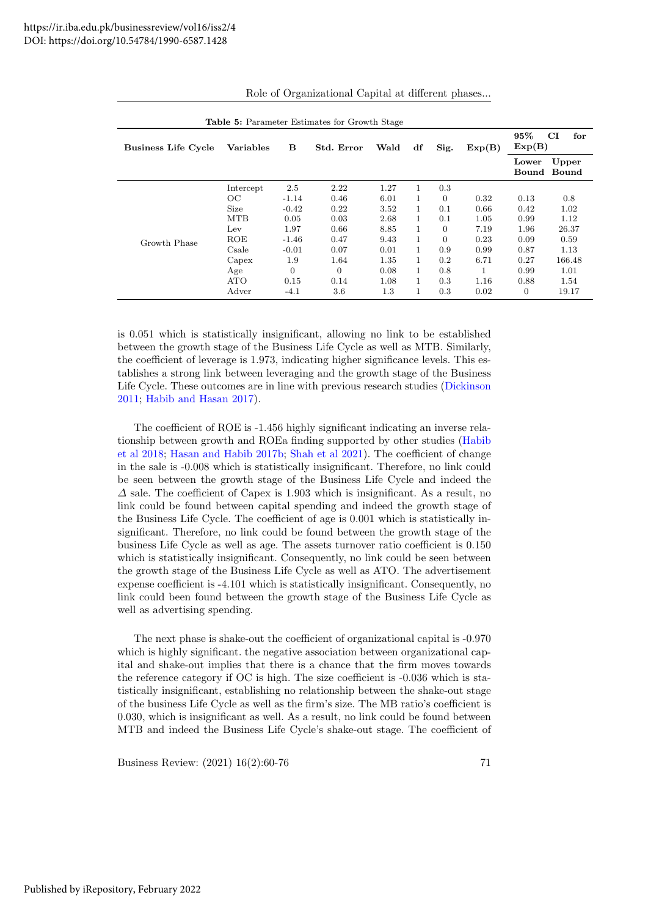**Table 5:** Parameter Estimates for Growth Stage

| Business Life Cycle | Variables | B | Std. Error | Wald | df | Sig. | Exp(B) | 95% CI for Exp(B) | |
|---|---|---|---|---|---|---|---|---|---|
| | | | | | | | | Lower Bound | Upper Bound |
| Growth Phase | Intercept | 2.5 | 2.22 | 1.27 | 1 | 0.3 | | | |
| | OC | -1.14 | 0.46 | 6.01 | 1 | 0 | 0.32 | 0.13 | 0.8 |
| | Size | -0.42 | 0.22 | 3.52 | 1 | 0.1 | 0.66 | 0.42 | 1.02 |
| | MTB | 0.05 | 0.03 | 2.68 | 1 | 0.1 | 1.05 | 0.99 | 1.12 |
| | Lev | 1.97 | 0.66 | 8.85 | 1 | 0 | 7.19 | 1.96 | 26.37 |
| | ROE | -1.46 | 0.47 | 9.43 | 1 | 0 | 0.23 | 0.09 | 0.59 |
| | Csale | -0.01 | 0.07 | 0.01 | 1 | 0.9 | 0.99 | 0.87 | 1.13 |
| | Capex | 1.9 | 1.64 | 1.35 | 1 | 0.2 | 6.71 | 0.27 | 166.48 |
| | Age | 0 | 0 | 0.08 | 1 | 0.8 | 1 | 0.99 | 1.01 |
| | ATO | 0.15 | 0.14 | 1.08 | 1 | 0.3 | 1.16 | 0.88 | 1.54 |
| | Adver | -4.1 | 3.6 | 1.3 | 1 | 0.3 | 0.02 | 0 | 19.17 |

is 0.051 which is statistically insignificant, allowing no link to be established between the growth stage of the Business Life Cycle as well as MTB. Similarly, the coefficient of leverage is 1.973, indicating higher significance levels. This establishes a strong link between leveraging and the growth stage of the Business Life Cycle. These outcomes are in line with previous research studies (Dickinson 2011; Habib and Hasan 2017).

The coefficient of ROE is -1.456 highly significant indicating an inverse relationship between growth and ROEa finding supported by other studies (Habib et al 2018; Hasan and Habib 2017b; Shah et al 2021). The coefficient of change in the sale is -0.008 which is statistically insignificant. Therefore, no link could be seen between the growth stage of the Business Life Cycle and indeed the $\Delta$ sale. The coefficient of Capex is 1.903 which is insignificant. As a result, no link could be found between capital spending and indeed the growth stage of the Business Life Cycle. The coefficient of age is 0.001 which is statistically insignificant. Therefore, no link could be found between the growth stage of the business Life Cycle as well as age. The assets turnover ratio coefficient is 0.150 which is statistically insignificant. Consequently, no link could be seen between the growth stage of the Business Life Cycle as well as ATO. The advertisement expense coefficient is -4.101 which is statistically insignificant. Consequently, no link could been found between the growth stage of the Business Life Cycle as well as advertising spending.

The next phase is shake-out the coefficient of organizational capital is -0.970 which is highly significant. the negative association between organizational capital and shake-out implies that there is a chance that the firm moves towards the reference category if OC is high. The size coefficient is -0.036 which is statistically insignificant, establishing no relationship between the shake-out stage of the business Life Cycle as well as the firm's size. The MB ratio's coefficient is 0.030, which is insignificant as well. As a result, no link could be found between MTB and indeed the Business Life Cycle's shake-out stage. The coefficient of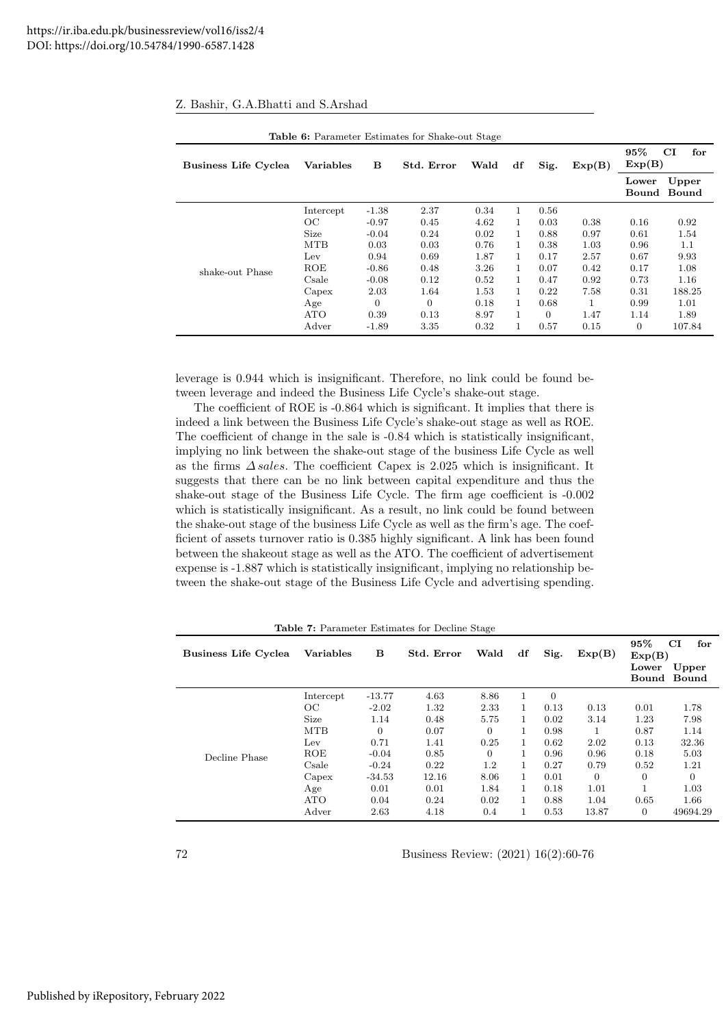**Table 6:** Parameter Estimates for Shake-out Stage

| Business Life Cyclea | Variables | B | Std. Error | Wald | df | Sig. | Exp(B) | 95% CI for Exp(B) | |
|---|---|---|---|---|---|---|---|---|---|
| | | | | | | | | Lower Bound | Upper Bound |
| shake-out Phase | Intercept | -1.38 | 2.37 | 0.34 | 1 | 0.56 | | | |
| | OC | -0.97 | 0.45 | 4.62 | 1 | 0.03 | 0.38 | 0.16 | 0.92 |
| | Size | -0.04 | 0.24 | 0.02 | 1 | 0.88 | 0.97 | 0.61 | 1.54 |
| | MTB | 0.03 | 0.03 | 0.76 | 1 | 0.38 | 1.03 | 0.96 | 1.1 |
| | Lev | 0.94 | 0.69 | 1.87 | 1 | 0.17 | 2.57 | 0.67 | 9.93 |
| | ROE | -0.86 | 0.48 | 3.26 | 1 | 0.07 | 0.42 | 0.17 | 1.08 |
| | Csale | -0.08 | 0.12 | 0.52 | 1 | 0.47 | 0.92 | 0.73 | 1.16 |
| | Capex | 2.03 | 1.64 | 1.53 | 1 | 0.22 | 7.58 | 0.31 | 188.25 |
| | Age | 0 | 0 | 0.18 | 1 | 0.68 | 1 | 0.99 | 1.01 |
| | ATO | 0.39 | 0.13 | 8.97 | 1 | 0 | 1.47 | 1.14 | 1.89 |
| | Adver | -1.89 | 3.35 | 0.32 | 1 | 0.57 | 0.15 | 0 | 107.84 |

leverage is 0.944 which is insignificant. Therefore, no link could be found between leverage and indeed the Business Life Cycle's shake-out stage.

The coefficient of ROE is -0.864 which is significant. It implies that there is indeed a link between the Business Life Cycle's shake-out stage as well as ROE. The coefficient of change in the sale is -0.84 which is statistically insignificant, implying no link between the shake-out stage of the business Life Cycle as well as the firms $\Delta\, sales$. The coefficient Capex is 2.025 which is insignificant. It suggests that there can be no link between capital expenditure and thus the shake-out stage of the Business Life Cycle. The firm age coefficient is -0.002 which is statistically insignificant. As a result, no link could be found between the shake-out stage of the business Life Cycle as well as the firm's age. The coefficient of assets turnover ratio is 0.385 highly significant. A link has been found between the shakeout stage as well as the ATO. The coefficient of advertisement expense is -1.887 which is statistically insignificant, implying no relationship between the shake-out stage of the Business Life Cycle and advertising spending.

**Table 7:** Parameter Estimates for Decline Stage

| Business Life Cyclea | Variables | B | Std. Error | Wald | df | Sig. | Exp(B) | 95% CI for Exp(B) | |
|---|---|---|---|---|---|---|---|---|---|
| | | | | | | | | Lower Bound | Upper Bound |
| Decline Phase | Intercept | -13.77 | 4.63 | 8.86 | 1 | 0 | | | |
| | OC | -2.02 | 1.32 | 2.33 | 1 | 0.13 | 0.13 | 0.01 | 1.78 |
| | Size | 1.14 | 0.48 | 5.75 | 1 | 0.02 | 3.14 | 1.23 | 7.98 |
| | MTB | 0 | 0.07 | 0 | 1 | 0.98 | 1 | 0.87 | 1.14 |
| | Lev | 0.71 | 1.41 | 0.25 | 1 | 0.62 | 2.02 | 0.13 | 32.36 |
| | ROE | -0.04 | 0.85 | 0 | 1 | 0.96 | 0.96 | 0.18 | 5.03 |
| | Csale | -0.24 | 0.22 | 1.2 | 1 | 0.27 | 0.79 | 0.52 | 1.21 |
| | Capex | -34.53 | 12.16 | 8.06 | 1 | 0.01 | 0 | 0 | 0 |
| | Age | 0.01 | 0.01 | 1.84 | 1 | 0.18 | 1.01 | 1 | 1.03 |
| | ATO | 0.04 | 0.24 | 0.02 | 1 | 0.88 | 1.04 | 0.65 | 1.66 |
| | Adver | 2.63 | 4.18 | 0.4 | 1 | 0.53 | 13.87 | 0 | 49694.29 |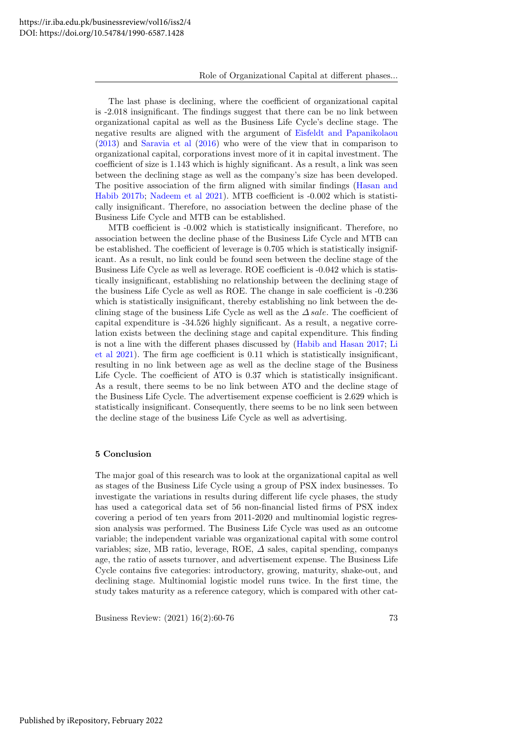The last phase is declining, where the coefficient of organizational capital is -2.018 insignificant. The findings suggest that there can be no link between organizational capital as well as the Business Life Cycle's decline stage. The negative results are aligned with the argument of Eisfeldt and Papanikolaou (2013) and Saravia et al (2016) who were of the view that in comparison to organizational capital, corporations invest more of it in capital investment. The coefficient of size is 1.143 which is highly significant. As a result, a link was seen between the declining stage as well as the company's size has been developed. The positive association of the firm aligned with similar findings (Hasan and Habib 2017b; Nadeem et al 2021). MTB coefficient is -0.002 which is statistically insignificant. Therefore, no association between the decline phase of the Business Life Cycle and MTB can be established.

MTB coefficient is -0.002 which is statistically insignificant. Therefore, no association between the decline phase of the Business Life Cycle and MTB can be established. The coefficient of leverage is 0.705 which is statistically insignificant. As a result, no link could be found seen between the decline stage of the Business Life Cycle as well as leverage. ROE coefficient is -0.042 which is statistically insignificant, establishing no relationship between the declining stage of the business Life Cycle as well as ROE. The change in sale coefficient is -0.236 which is statistically insignificant, thereby establishing no link between the declining stage of the business Life Cycle as well as the $\Delta\, sale$. The coefficient of capital expenditure is -34.526 highly significant. As a result, a negative correlation exists between the declining stage and capital expenditure. This finding is not a line with the different phases discussed by (Habib and Hasan 2017; Li et al 2021). The firm age coefficient is 0.11 which is statistically insignificant, resulting in no link between age as well as the decline stage of the Business Life Cycle. The coefficient of ATO is 0.37 which is statistically insignificant. As a result, there seems to be no link between ATO and the decline stage of the Business Life Cycle. The advertisement expense coefficient is 2.629 which is statistically insignificant. Consequently, there seems to be no link seen between the decline stage of the business Life Cycle as well as advertising.

## 5 Conclusion

The major goal of this research was to look at the organizational capital as well as stages of the Business Life Cycle using a group of PSX index businesses. To investigate the variations in results during different life cycle phases, the study has used a categorical data set of 56 non-financial listed firms of PSX index covering a period of ten years from 2011-2020 and multinomial logistic regression analysis was performed. The Business Life Cycle was used as an outcome variable; the independent variable was organizational capital with some control variables; size, MB ratio, leverage, ROE, $\Delta$ sales, capital spending, companys age, the ratio of assets turnover, and advertisement expense. The Business Life Cycle contains five categories: introductory, growing, maturity, shake-out, and declining stage. Multinomial logistic model runs twice. In the first time, the study takes maturity as a reference category, which is compared with other cat-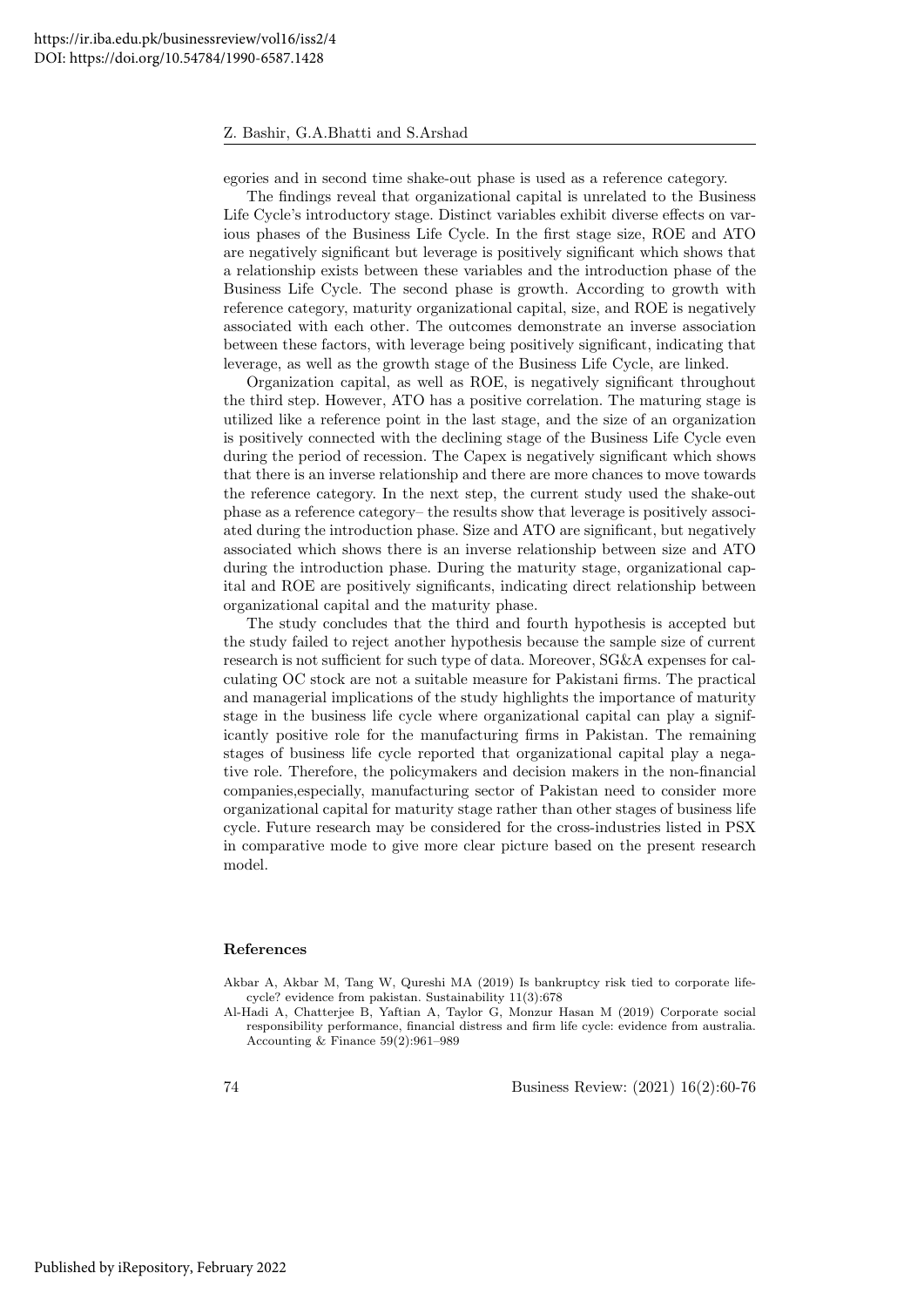egories and in second time shake-out phase is used as a reference category.

The findings reveal that organizational capital is unrelated to the Business Life Cycle's introductory stage. Distinct variables exhibit diverse effects on various phases of the Business Life Cycle. In the first stage size, ROE and ATO are negatively significant but leverage is positively significant which shows that a relationship exists between these variables and the introduction phase of the Business Life Cycle. The second phase is growth. According to growth with reference category, maturity organizational capital, size, and ROE is negatively associated with each other. The outcomes demonstrate an inverse association between these factors, with leverage being positively significant, indicating that leverage, as well as the growth stage of the Business Life Cycle, are linked.

Organization capital, as well as ROE, is negatively significant throughout the third step. However, ATO has a positive correlation. The maturing stage is utilized like a reference point in the last stage, and the size of an organization is positively connected with the declining stage of the Business Life Cycle even during the period of recession. The Capex is negatively significant which shows that there is an inverse relationship and there are more chances to move towards the reference category. In the next step, the current study used the shake-out phase as a reference category– the results show that leverage is positively associated during the introduction phase. Size and ATO are significant, but negatively associated which shows there is an inverse relationship between size and ATO during the introduction phase. During the maturity stage, organizational capital and ROE are positively significants, indicating direct relationship between organizational capital and the maturity phase.

The study concludes that the third and fourth hypothesis is accepted but the study failed to reject another hypothesis because the sample size of current research is not sufficient for such type of data. Moreover, SG&A expenses for calculating OC stock are not a suitable measure for Pakistani firms. The practical and managerial implications of the study highlights the importance of maturity stage in the business life cycle where organizational capital can play a significantly positive role for the manufacturing firms in Pakistan. The remaining stages of business life cycle reported that organizational capital play a negative role. Therefore, the policymakers and decision makers in the non-financial companies,especially, manufacturing sector of Pakistan need to consider more organizational capital for maturity stage rather than other stages of business life cycle. Future research may be considered for the cross-industries listed in PSX in comparative mode to give more clear picture based on the present research model.

## References

Akbar A, Akbar M, Tang W, Qureshi MA (2019) Is bankruptcy risk tied to corporate life-cycle? evidence from pakistan. Sustainability 11(3):678

Al-Hadi A, Chatterjee B, Yaftian A, Taylor G, Monzur Hasan M (2019) Corporate social responsibility performance, financial distress and firm life cycle: evidence from australia. Accounting & Finance 59(2):961–989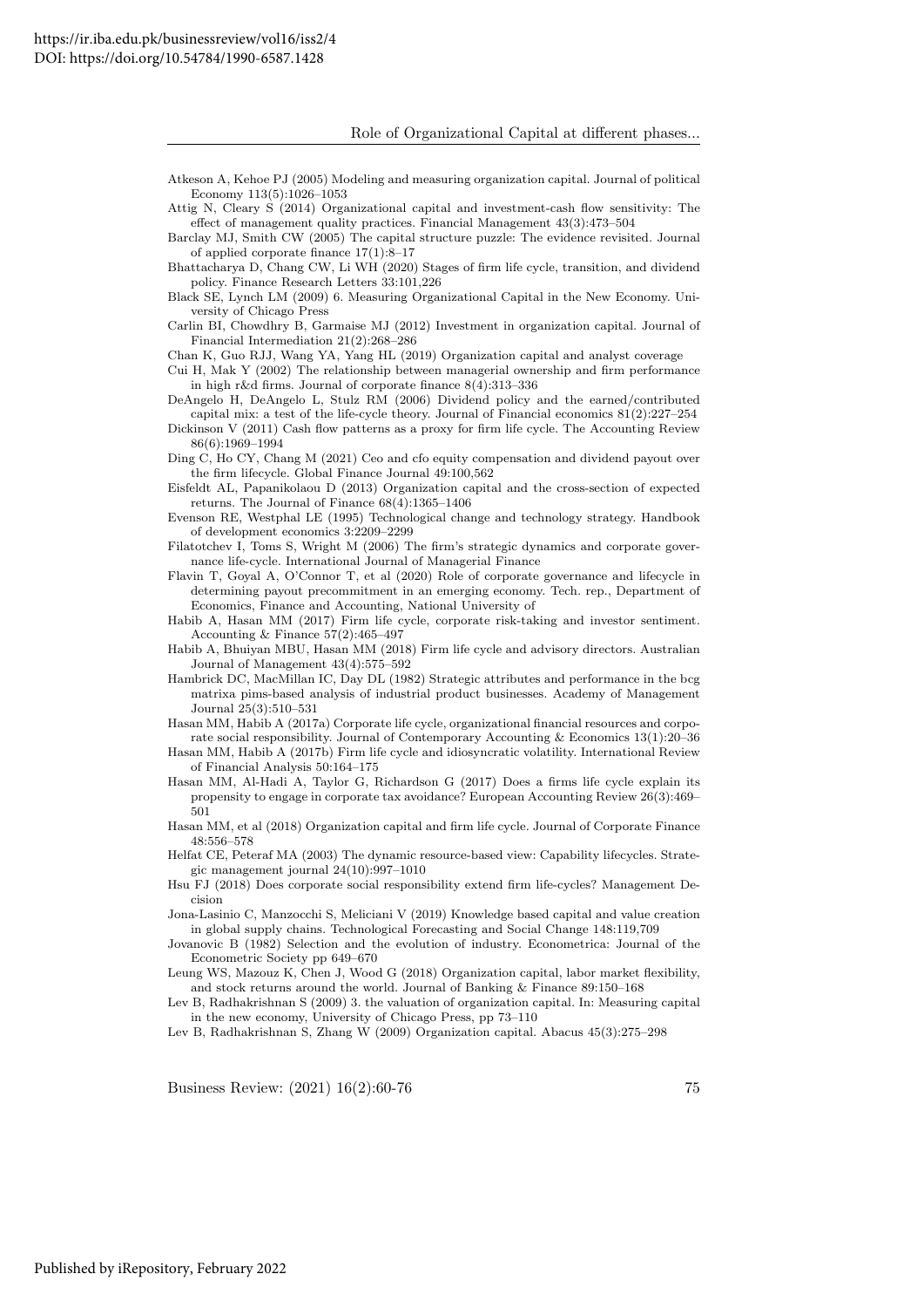Atkeson A, Kehoe PJ (2005) Modeling and measuring organization capital. Journal of political Economy 113(5):1026–1053

Attig N, Cleary S (2014) Organizational capital and investment-cash flow sensitivity: The effect of management quality practices. Financial Management 43(3):473–504

Barclay MJ, Smith CW (2005) The capital structure puzzle: The evidence revisited. Journal of applied corporate finance 17(1):8–17

Bhattacharya D, Chang CW, Li WH (2020) Stages of firm life cycle, transition, and dividend policy. Finance Research Letters 33:101,226

Black SE, Lynch LM (2009) 6. Measuring Organizational Capital in the New Economy. University of Chicago Press

Carlin BI, Chowdhry B, Garmaise MJ (2012) Investment in organization capital. Journal of Financial Intermediation 21(2):268–286

Chan K, Guo RJJ, Wang YA, Yang HL (2019) Organization capital and analyst coverage

Cui H, Mak Y (2002) The relationship between managerial ownership and firm performance in high r&d firms. Journal of corporate finance 8(4):313–336

DeAngelo H, DeAngelo L, Stulz RM (2006) Dividend policy and the earned/contributed capital mix: a test of the life-cycle theory. Journal of Financial economics 81(2):227–254

Dickinson V (2011) Cash flow patterns as a proxy for firm life cycle. The Accounting Review 86(6):1969–1994

Ding C, Ho CY, Chang M (2021) Ceo and cfo equity compensation and dividend payout over the firm lifecycle. Global Finance Journal 49:100,562

Eisfeldt AL, Papanikolaou D (2013) Organization capital and the cross-section of expected returns. The Journal of Finance 68(4):1365–1406

Evenson RE, Westphal LE (1995) Technological change and technology strategy. Handbook of development economics 3:2209–2299

Filatotchev I, Toms S, Wright M (2006) The firm's strategic dynamics and corporate governance life-cycle. International Journal of Managerial Finance

Flavin T, Goyal A, O'Connor T, et al (2020) Role of corporate governance and lifecycle in determining payout precommitment in an emerging economy. Tech. rep., Department of Economics, Finance and Accounting, National University of

Habib A, Hasan MM (2017) Firm life cycle, corporate risk-taking and investor sentiment. Accounting & Finance 57(2):465–497

Habib A, Bhuiyan MBU, Hasan MM (2018) Firm life cycle and advisory directors. Australian Journal of Management 43(4):575–592

Hambrick DC, MacMillan IC, Day DL (1982) Strategic attributes and performance in the bcg matrixa pims-based analysis of industrial product businesses. Academy of Management Journal 25(3):510–531

Hasan MM, Habib A (2017a) Corporate life cycle, organizational financial resources and corporate social responsibility. Journal of Contemporary Accounting & Economics 13(1):20–36

Hasan MM, Habib A (2017b) Firm life cycle and idiosyncratic volatility. International Review of Financial Analysis 50:164–175

Hasan MM, Al-Hadi A, Taylor G, Richardson G (2017) Does a firms life cycle explain its propensity to engage in corporate tax avoidance? European Accounting Review 26(3):469–501

Hasan MM, et al (2018) Organization capital and firm life cycle. Journal of Corporate Finance 48:556–578

Helfat CE, Peteraf MA (2003) The dynamic resource-based view: Capability lifecycles. Strategic management journal 24(10):997–1010

Hsu FJ (2018) Does corporate social responsibility extend firm life-cycles? Management Decision

Jona-Lasinio C, Manzocchi S, Meliciani V (2019) Knowledge based capital and value creation in global supply chains. Technological Forecasting and Social Change 148:119,709

Jovanovic B (1982) Selection and the evolution of industry. Econometrica: Journal of the Econometric Society pp 649–670

Leung WS, Mazouz K, Chen J, Wood G (2018) Organization capital, labor market flexibility, and stock returns around the world. Journal of Banking & Finance 89:150–168

Lev B, Radhakrishnan S (2009) 3. the valuation of organization capital. In: Measuring capital in the new economy, University of Chicago Press, pp 73–110

Lev B, Radhakrishnan S, Zhang W (2009) Organization capital. Abacus 45(3):275–298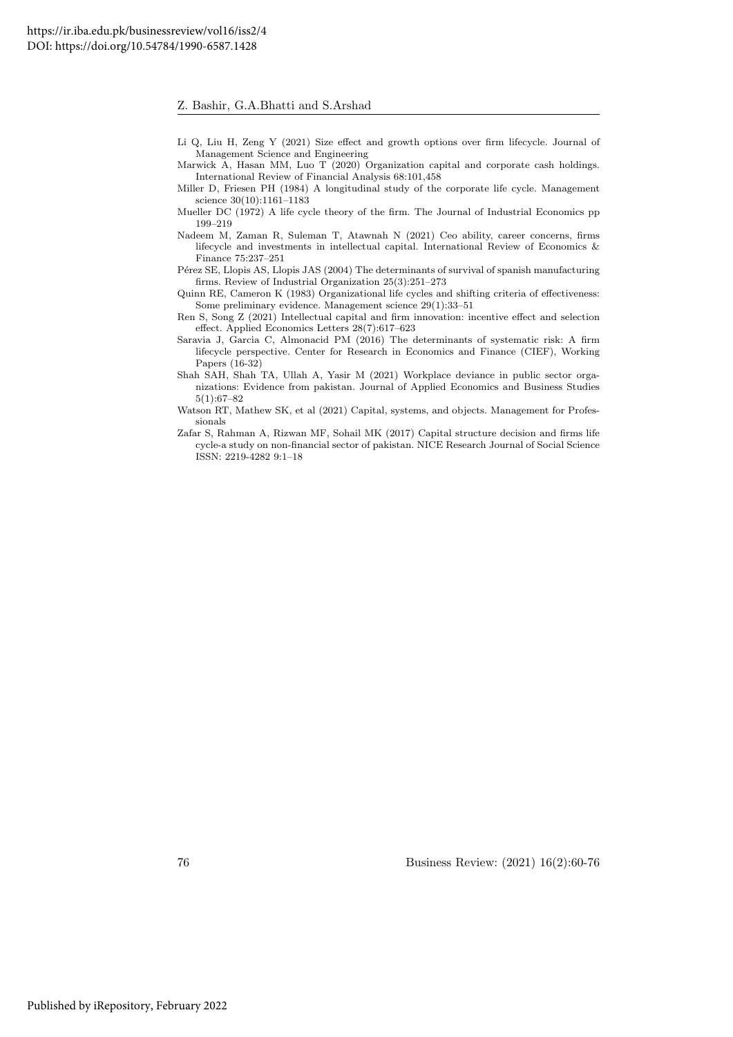Li Q, Liu H, Zeng Y (2021) Size effect and growth options over firm lifecycle. Journal of Management Science and Engineering

Marwick A, Hasan MM, Luo T (2020) Organization capital and corporate cash holdings. International Review of Financial Analysis 68:101,458

Miller D, Friesen PH (1984) A longitudinal study of the corporate life cycle. Management science 30(10):1161–1183

Mueller DC (1972) A life cycle theory of the firm. The Journal of Industrial Economics pp 199–219

Nadeem M, Zaman R, Suleman T, Atawnah N (2021) Ceo ability, career concerns, firms lifecycle and investments in intellectual capital. International Review of Economics & Finance 75:237–251

Pérez SE, Llopis AS, Llopis JAS (2004) The determinants of survival of spanish manufacturing firms. Review of Industrial Organization 25(3):251–273

Quinn RE, Cameron K (1983) Organizational life cycles and shifting criteria of effectiveness: Some preliminary evidence. Management science 29(1):33–51

Ren S, Song Z (2021) Intellectual capital and firm innovation: incentive effect and selection effect. Applied Economics Letters 28(7):617–623

Saravia J, Garcia C, Almonacid PM (2016) The determinants of systematic risk: A firm lifecycle perspective. Center for Research in Economics and Finance (CIEF), Working Papers (16-32)

Shah SAH, Shah TA, Ullah A, Yasir M (2021) Workplace deviance in public sector organizations: Evidence from pakistan. Journal of Applied Economics and Business Studies 5(1):67–82

Watson RT, Mathew SK, et al (2021) Capital, systems, and objects. Management for Professionals

Zafar S, Rahman A, Rizwan MF, Sohail MK (2017) Capital structure decision and firms life cycle-a study on non-financial sector of pakistan. NICE Research Journal of Social Science ISSN: 2219-4282 9:1–18